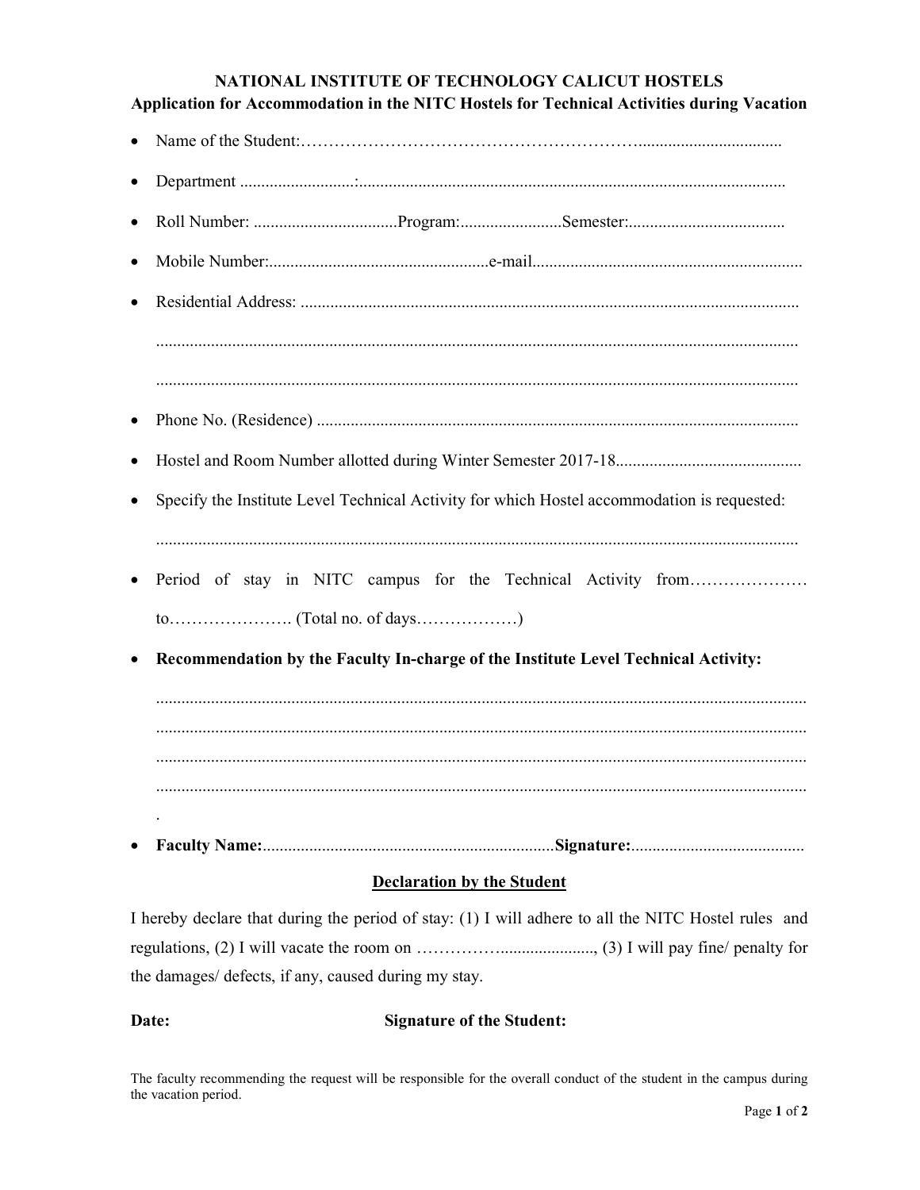# NATIONAL INSTITUTE OF TECHNOLOGY CALICUT HOSTELS

## Application for Accommodation in the NITC Hostels for Technical Activities during Vacation

- Name of the Student:…………………………………………………………..................................
- Department ..........................:....................................................................................................
- Roll Number: ..................................Program:........................Semester:.....................................
- Mobile Number:....................................................e-mail...............................................................
- Residential Address: ....................................................................................................................

  ......................................................................................................................................................

  ......................................................................................................................................................
- Phone No. (Residence) .................................................................................................................
- Hostel and Room Number allotted during Winter Semester 2017-18...........................................
- Specify the Institute Level Technical Activity for which Hostel accommodation is requested:

  ......................................................................................................................................................
- Period of stay in NITC campus for the Technical Activity from…………………

  to…………………. (Total no. of days………………)
- **Recommendation by the Faculty In-charge of the Institute Level Technical Activity:**

  .......................................................................................................................................................
  .......................................................................................................................................................
  .......................................................................................................................................................
  .......................................................................................................................................................
  .
- **Faculty Name:**....................................................................**Signature:**.........................................

### Declaration by the Student

I hereby declare that during the period of stay: (1) I will adhere to all the NITC Hostel rules and regulations, (2) I will vacate the room on …………….....................,  (3) I will pay fine/ penalty for the damages/ defects, if any, caused during my stay.

**Date:** **Signature of the Student:**

The faculty recommending the request will be responsible for the overall conduct of the student in the campus during the vacation period.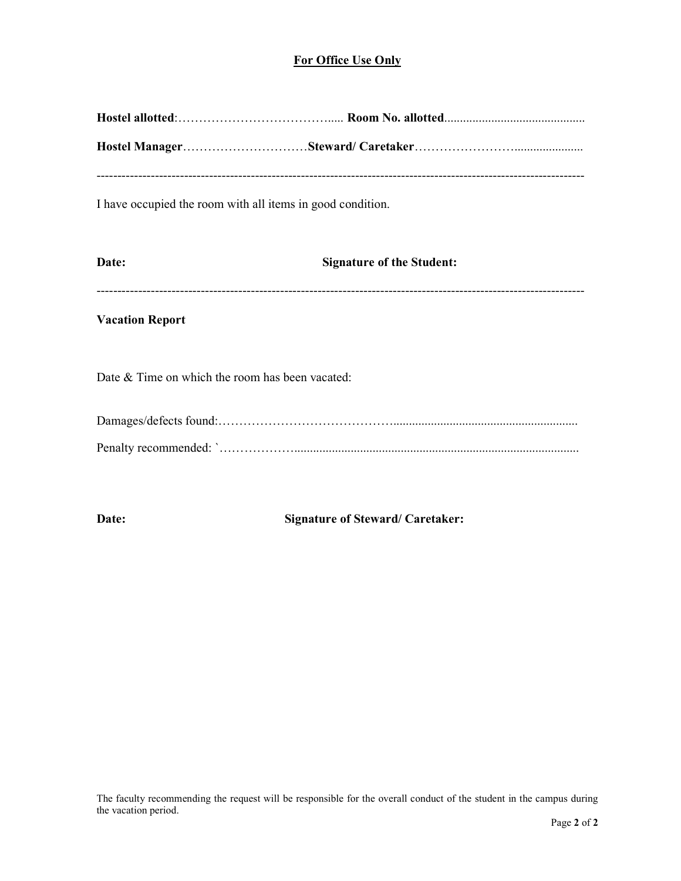**For Office Use Only**

**Hostel allotted**:…………………………………..... **Room No. allotted**............................................

**Hostel Manager**…………………………**Steward/ Caretaker**……………………......................

---

I have occupied the room with all items in good condition.

**Date:** **Signature of the Student:**

---

**Vacation Report**

Date & Time on which the room has been vacated:

Damages/defects found:……………………………………..........................................................

Penalty recommended: `………………..........................................................................................

**Date:** **Signature of Steward/ Caretaker:**

The faculty recommending the request will be responsible for the overall conduct of the student in the campus during the vacation period.